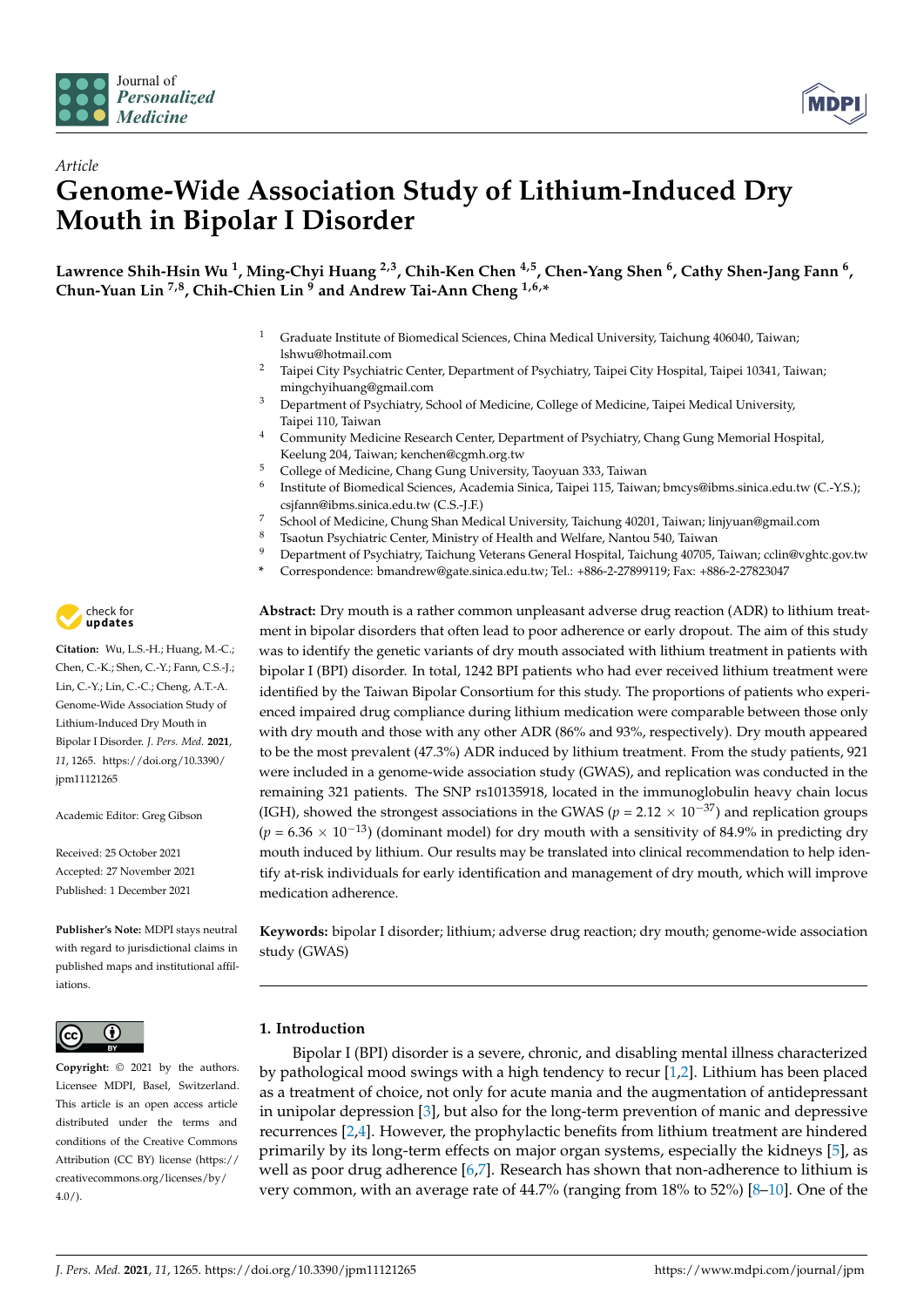*Article*

# Genome-Wide Association Study of Lithium-Induced Dry Mouth in Bipolar I Disorder

**Lawrence Shih-Hsin Wu [1], Ming-Chyi Huang [2,3], Chih-Ken Chen [4,5], Chen-Yang Shen [6], Cathy Shen-Jang Fann [6], Chun-Yuan Lin [7,8], Chih-Chien Lin [9] and Andrew Tai-Ann Cheng [1,6,*]**

1 Graduate Institute of Biomedical Sciences, China Medical University, Taichung 406040, Taiwan; lshwu@hotmail.com
2 Taipei City Psychiatric Center, Department of Psychiatry, Taipei City Hospital, Taipei 10341, Taiwan; mingchyihuang@gmail.com
3 Department of Psychiatry, School of Medicine, College of Medicine, Taipei Medical University, Taipei 110, Taiwan
4 Community Medicine Research Center, Department of Psychiatry, Chang Gung Memorial Hospital, Keelung 204, Taiwan; kenchen@cgmh.org.tw
5 College of Medicine, Chang Gung University, Taoyuan 333, Taiwan
6 Institute of Biomedical Sciences, Academia Sinica, Taipei 115, Taiwan; bmcys@ibms.sinica.edu.tw (C.-Y.S.); csjfann@ibms.sinica.edu.tw (C.S.-J.F.)
7 School of Medicine, Chung Shan Medical University, Taichung 40201, Taiwan; linjyuan@gmail.com
8 Tsaotun Psychiatric Center, Ministry of Health and Welfare, Nantou 540, Taiwan
9 Department of Psychiatry, Taichung Veterans General Hospital, Taichung 40705, Taiwan; cclin@vghtc.gov.tw
* Correspondence: bmandrew@gate.sinica.edu.tw; Tel.: +886-2-27899119; Fax: +886-2-27823047

**Citation:** Wu, L.S.-H.; Huang, M.-C.; Chen, C.-K.; Shen, C.-Y.; Fann, C.S.-J.; Lin, C.-Y.; Lin, C.-C.; Cheng, A.T.-A. Genome-Wide Association Study of Lithium-Induced Dry Mouth in Bipolar I Disorder. *J. Pers. Med.* **2021**, *11*, 1265. https://doi.org/10.3390/jpm11121265

Academic Editor: Greg Gibson

Received: 25 October 2021
Accepted: 27 November 2021
Published: 1 December 2021

**Publisher's Note:** MDPI stays neutral with regard to jurisdictional claims in published maps and institutional affiliations.

**Copyright:** © 2021 by the authors. Licensee MDPI, Basel, Switzerland. This article is an open access article distributed under the terms and conditions of the Creative Commons Attribution (CC BY) license (https://creativecommons.org/licenses/by/4.0/).

**Abstract:** Dry mouth is a rather common unpleasant adverse drug reaction (ADR) to lithium treatment in bipolar disorders that often lead to poor adherence or early dropout. The aim of this study was to identify the genetic variants of dry mouth associated with lithium treatment in patients with bipolar I (BPI) disorder. In total, 1242 BPI patients who had ever received lithium treatment were identified by the Taiwan Bipolar Consortium for this study. The proportions of patients who experienced impaired drug compliance during lithium medication were comparable between those only with dry mouth and those with any other ADR (86% and 93%, respectively). Dry mouth appeared to be the most prevalent (47.3%) ADR induced by lithium treatment. From the study patients, 921 were included in a genome-wide association study (GWAS), and replication was conducted in the remaining 321 patients. The SNP rs10135918, located in the immunoglobulin heavy chain locus (IGH), showed the strongest associations in the GWAS ($p = 2.12 \times 10^{-37}$) and replication groups ($p = 6.36 \times 10^{-13}$) (dominant model) for dry mouth with a sensitivity of 84.9% in predicting dry mouth induced by lithium. Our results may be translated into clinical recommendation to help identify at-risk individuals for early identification and management of dry mouth, which will improve medication adherence.

**Keywords:** bipolar I disorder; lithium; adverse drug reaction; dry mouth; genome-wide association study (GWAS)

## 1. Introduction

Bipolar I (BPI) disorder is a severe, chronic, and disabling mental illness characterized by pathological mood swings with a high tendency to recur [1,2]. Lithium has been placed as a treatment of choice, not only for acute mania and the augmentation of antidepressant in unipolar depression [3], but also for the long-term prevention of manic and depressive recurrences [2,4]. However, the prophylactic benefits from lithium treatment are hindered primarily by its long-term effects on major organ systems, especially the kidneys [5], as well as poor drug adherence [6,7]. Research has shown that non-adherence to lithium is very common, with an average rate of 44.7% (ranging from 18% to 52%) [8–10]. One of the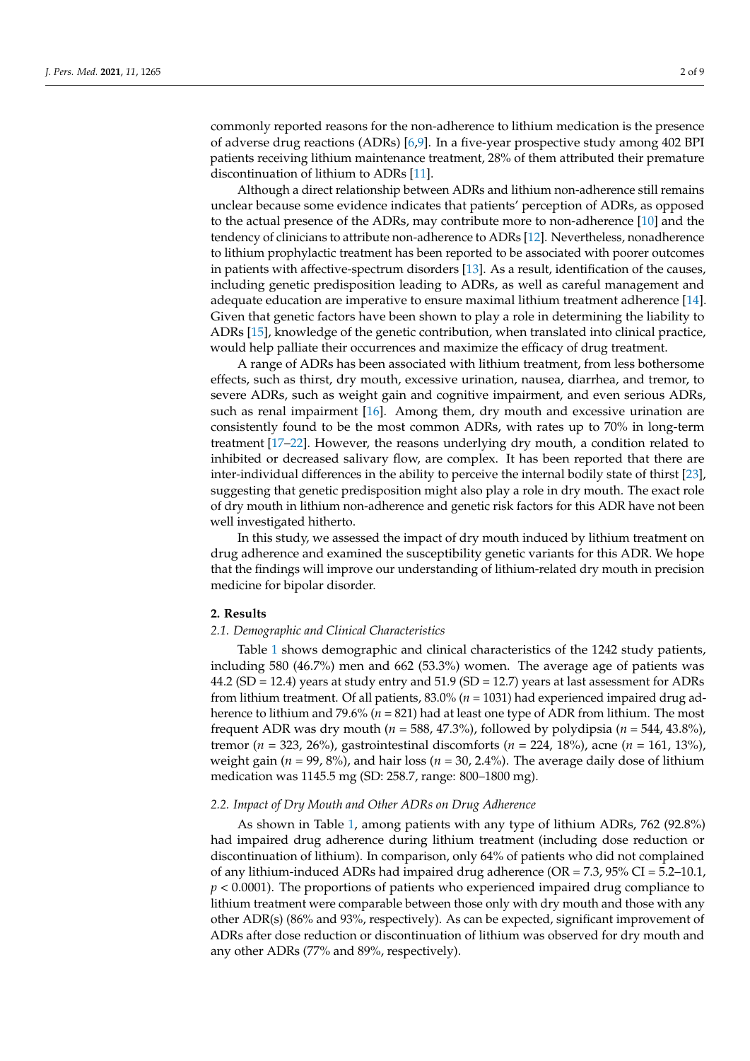commonly reported reasons for the non-adherence to lithium medication is the presence of adverse drug reactions (ADRs) [6,9]. In a five-year prospective study among 402 BPI patients receiving lithium maintenance treatment, 28% of them attributed their premature discontinuation of lithium to ADRs [11].

Although a direct relationship between ADRs and lithium non-adherence still remains unclear because some evidence indicates that patients' perception of ADRs, as opposed to the actual presence of the ADRs, may contribute more to non-adherence [10] and the tendency of clinicians to attribute non-adherence to ADRs [12]. Nevertheless, nonadherence to lithium prophylactic treatment has been reported to be associated with poorer outcomes in patients with affective-spectrum disorders [13]. As a result, identification of the causes, including genetic predisposition leading to ADRs, as well as careful management and adequate education are imperative to ensure maximal lithium treatment adherence [14]. Given that genetic factors have been shown to play a role in determining the liability to ADRs [15], knowledge of the genetic contribution, when translated into clinical practice, would help palliate their occurrences and maximize the efficacy of drug treatment.

A range of ADRs has been associated with lithium treatment, from less bothersome effects, such as thirst, dry mouth, excessive urination, nausea, diarrhea, and tremor, to severe ADRs, such as weight gain and cognitive impairment, and even serious ADRs, such as renal impairment [16]. Among them, dry mouth and excessive urination are consistently found to be the most common ADRs, with rates up to 70% in long-term treatment [17–22]. However, the reasons underlying dry mouth, a condition related to inhibited or decreased salivary flow, are complex. It has been reported that there are inter-individual differences in the ability to perceive the internal bodily state of thirst [23], suggesting that genetic predisposition might also play a role in dry mouth. The exact role of dry mouth in lithium non-adherence and genetic risk factors for this ADR have not been well investigated hitherto.

In this study, we assessed the impact of dry mouth induced by lithium treatment on drug adherence and examined the susceptibility genetic variants for this ADR. We hope that the findings will improve our understanding of lithium-related dry mouth in precision medicine for bipolar disorder.

## 2. Results

### *2.1. Demographic and Clinical Characteristics*

Table 1 shows demographic and clinical characteristics of the 1242 study patients, including 580 (46.7%) men and 662 (53.3%) women. The average age of patients was 44.2 (SD = 12.4) years at study entry and 51.9 (SD = 12.7) years at last assessment for ADRs from lithium treatment. Of all patients, 83.0% (*n* = 1031) had experienced impaired drug adherence to lithium and 79.6% (*n* = 821) had at least one type of ADR from lithium. The most frequent ADR was dry mouth (*n* = 588, 47.3%), followed by polydipsia (*n* = 544, 43.8%), tremor (*n* = 323, 26%), gastrointestinal discomforts (*n* = 224, 18%), acne (*n* = 161, 13%), weight gain (*n* = 99, 8%), and hair loss (*n* = 30, 2.4%). The average daily dose of lithium medication was 1145.5 mg (SD: 258.7, range: 800–1800 mg).

### *2.2. Impact of Dry Mouth and Other ADRs on Drug Adherence*

As shown in Table 1, among patients with any type of lithium ADRs, 762 (92.8%) had impaired drug adherence during lithium treatment (including dose reduction or discontinuation of lithium). In comparison, only 64% of patients who did not complained of any lithium-induced ADRs had impaired drug adherence (OR = 7.3, 95% CI = 5.2–10.1, $p < 0.0001$). The proportions of patients who experienced impaired drug compliance to lithium treatment were comparable between those only with dry mouth and those with any other ADR(s) (86% and 93%, respectively). As can be expected, significant improvement of ADRs after dose reduction or discontinuation of lithium was observed for dry mouth and any other ADRs (77% and 89%, respectively).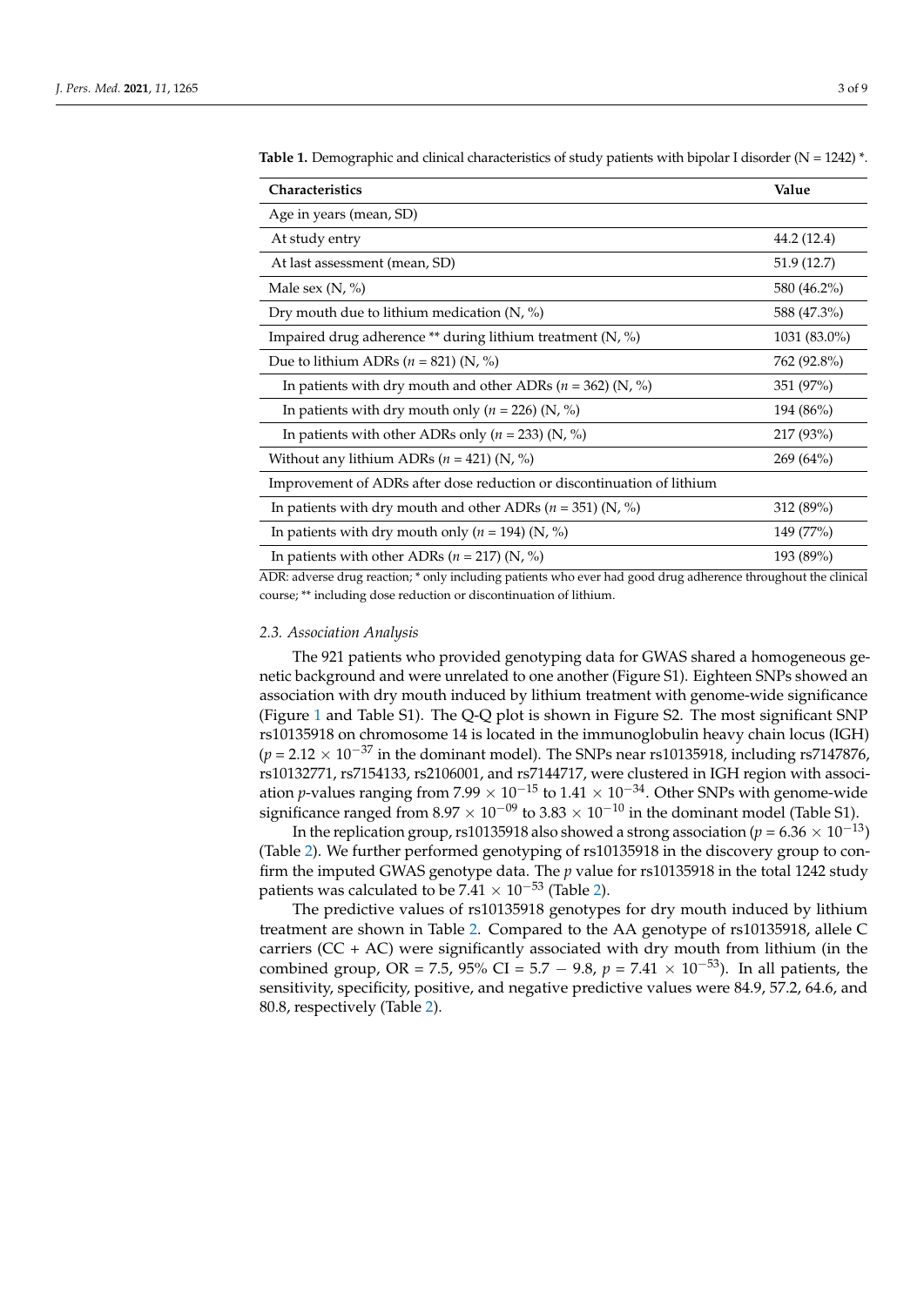**Table 1.** Demographic and clinical characteristics of study patients with bipolar I disorder (N = 1242) *.

| Characteristics | Value |
| --- | --- |
| Age in years (mean, SD) | |
| At study entry | 44.2 (12.4) |
| At last assessment (mean, SD) | 51.9 (12.7) |
| Male sex (N, %) | 580 (46.2%) |
| Dry mouth due to lithium medication (N, %) | 588 (47.3%) |
| Impaired drug adherence ** during lithium treatment (N, %) | 1031 (83.0%) |
| Due to lithium ADRs ($n$ = 821) (N, %) | 762 (92.8%) |
| In patients with dry mouth and other ADRs ($n$ = 362) (N, %) | 351 (97%) |
| In patients with dry mouth only ($n$ = 226) (N, %) | 194 (86%) |
| In patients with other ADRs only ($n$ = 233) (N, %) | 217 (93%) |
| Without any lithium ADRs ($n$ = 421) (N, %) | 269 (64%) |
| Improvement of ADRs after dose reduction or discontinuation of lithium | |
| In patients with dry mouth and other ADRs ($n$ = 351) (N, %) | 312 (89%) |
| In patients with dry mouth only ($n$ = 194) (N, %) | 149 (77%) |
| In patients with other ADRs ($n$ = 217) (N, %) | 193 (89%) |

ADR: adverse drug reaction; * only including patients who ever had good drug adherence throughout the clinical course; ** including dose reduction or discontinuation of lithium.

### *2.3. Association Analysis*

The 921 patients who provided genotyping data for GWAS shared a homogeneous genetic background and were unrelated to one another (Figure S1). Eighteen SNPs showed an association with dry mouth induced by lithium treatment with genome-wide significance (Figure 1 and Table S1). The Q-Q plot is shown in Figure S2. The most significant SNP rs10135918 on chromosome 14 is located in the immunoglobulin heavy chain locus (IGH) ($p = 2.12 \times 10^{-37}$ in the dominant model). The SNPs near rs10135918, including rs7147876, rs10132771, rs7154133, rs2106001, and rs7144717, were clustered in IGH region with association $p$-values ranging from $7.99 \times 10^{-15}$ to $1.41 \times 10^{-34}$. Other SNPs with genome-wide significance ranged from $8.97 \times 10^{-09}$ to $3.83 \times 10^{-10}$ in the dominant model (Table S1).

In the replication group, rs10135918 also showed a strong association ($p = 6.36 \times 10^{-13}$) (Table 2). We further performed genotyping of rs10135918 in the discovery group to confirm the imputed GWAS genotype data. The $p$ value for rs10135918 in the total 1242 study patients was calculated to be $7.41 \times 10^{-53}$ (Table 2).

The predictive values of rs10135918 genotypes for dry mouth induced by lithium treatment are shown in Table 2. Compared to the AA genotype of rs10135918, allele C carriers (CC + AC) were significantly associated with dry mouth from lithium (in the combined group, OR = 7.5, 95% CI = 5.7 − 9.8, $p = 7.41 \times 10^{-53}$). In all patients, the sensitivity, specificity, positive, and negative predictive values were 84.9, 57.2, 64.6, and 80.8, respectively (Table 2).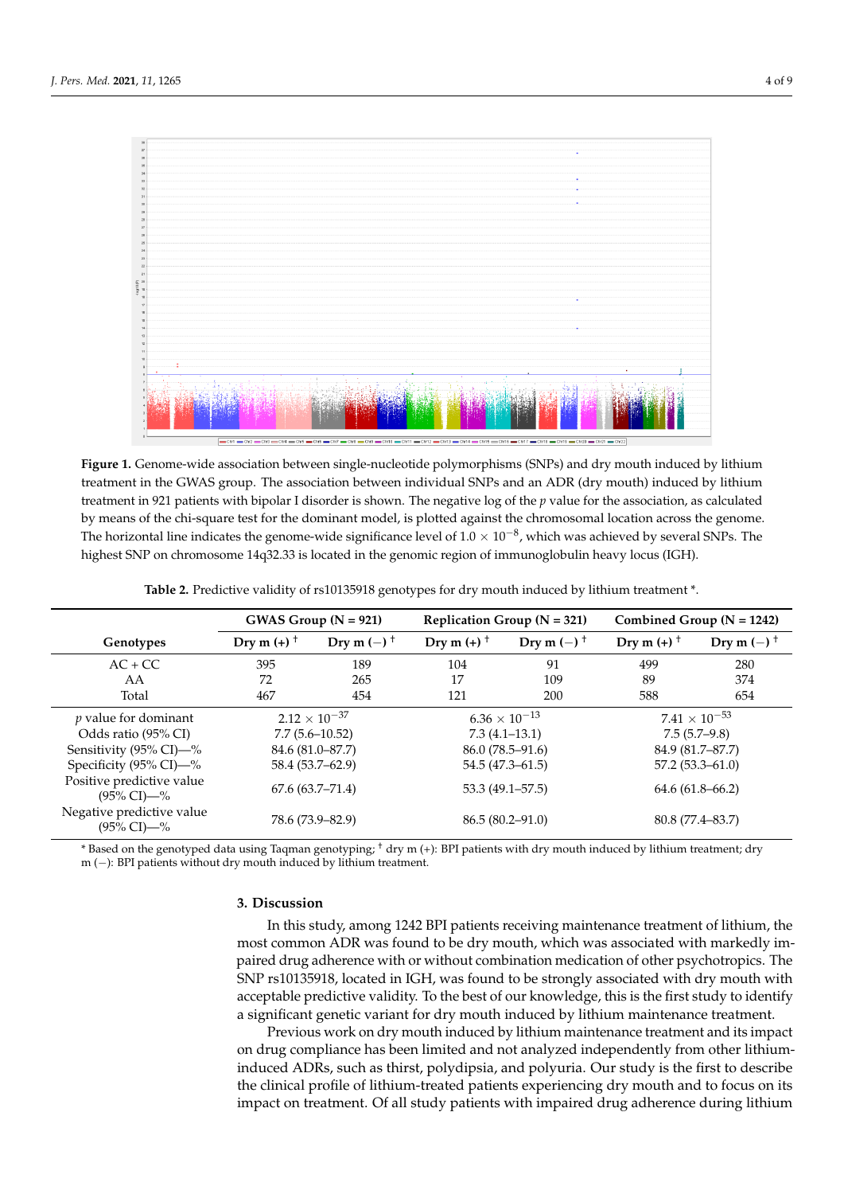**Figure 1.** Genome-wide association between single-nucleotide polymorphisms (SNPs) and dry mouth induced by lithium treatment in the GWAS group. The association between individual SNPs and an ADR (dry mouth) induced by lithium treatment in 921 patients with bipolar I disorder is shown. The negative log of the $p$ value for the association, as calculated by means of the chi-square test for the dominant model, is plotted against the chromosomal location across the genome. The horizontal line indicates the genome-wide significance level of $1.0 \times 10^{-8}$, which was achieved by several SNPs. The highest SNP on chromosome 14q32.33 is located in the genomic region of immunoglobulin heavy locus (IGH).

**Table 2.** Predictive validity of rs10135918 genotypes for dry mouth induced by lithium treatment *.

| Genotypes | GWAS Group (N = 921) | | Replication Group (N = 321) | | Combined Group (N = 1242) | |
|---|---|---|---|---|---|---|
| | Dry m (+) † | Dry m (−) † | Dry m (+) † | Dry m (−) † | Dry m (+) † | Dry m (−) † |
| AC + CC | 395 | 189 | 104 | 91 | 499 | 280 |
| AA | 72 | 265 | 17 | 109 | 89 | 374 |
| Total | 467 | 454 | 121 | 200 | 588 | 654 |
| $p$ value for dominant | $2.12 \times 10^{-37}$ | | $6.36 \times 10^{-13}$ | | $7.41 \times 10^{-53}$ | |
| Odds ratio (95% CI) | 7.7 (5.6–10.52) | | 7.3 (4.1–13.1) | | 7.5 (5.7–9.8) | |
| Sensitivity (95% CI)—% | 84.6 (81.0–87.7) | | 86.0 (78.5–91.6) | | 84.9 (81.7–87.7) | |
| Specificity (95% CI)—% | 58.4 (53.7–62.9) | | 54.5 (47.3–61.5) | | 57.2 (53.3–61.0) | |
| Positive predictive value (95% CI)—% | 67.6 (63.7–71.4) | | 53.3 (49.1–57.5) | | 64.6 (61.8–66.2) | |
| Negative predictive value (95% CI)—% | 78.6 (73.9–82.9) | | 86.5 (80.2–91.0) | | 80.8 (77.4–83.7) | |

* Based on the genotyped data using Taqman genotyping; † dry m (+): BPI patients with dry mouth induced by lithium treatment; dry m (−): BPI patients without dry mouth induced by lithium treatment.

## 3. Discussion

In this study, among 1242 BPI patients receiving maintenance treatment of lithium, the most common ADR was found to be dry mouth, which was associated with markedly impaired drug adherence with or without combination medication of other psychotropics. The SNP rs10135918, located in IGH, was found to be strongly associated with dry mouth with acceptable predictive validity. To the best of our knowledge, this is the first study to identify a significant genetic variant for dry mouth induced by lithium maintenance treatment.

Previous work on dry mouth induced by lithium maintenance treatment and its impact on drug compliance has been limited and not analyzed independently from other lithium-induced ADRs, such as thirst, polydipsia, and polyuria. Our study is the first to describe the clinical profile of lithium-treated patients experiencing dry mouth and to focus on its impact on treatment. Of all study patients with impaired drug adherence during lithium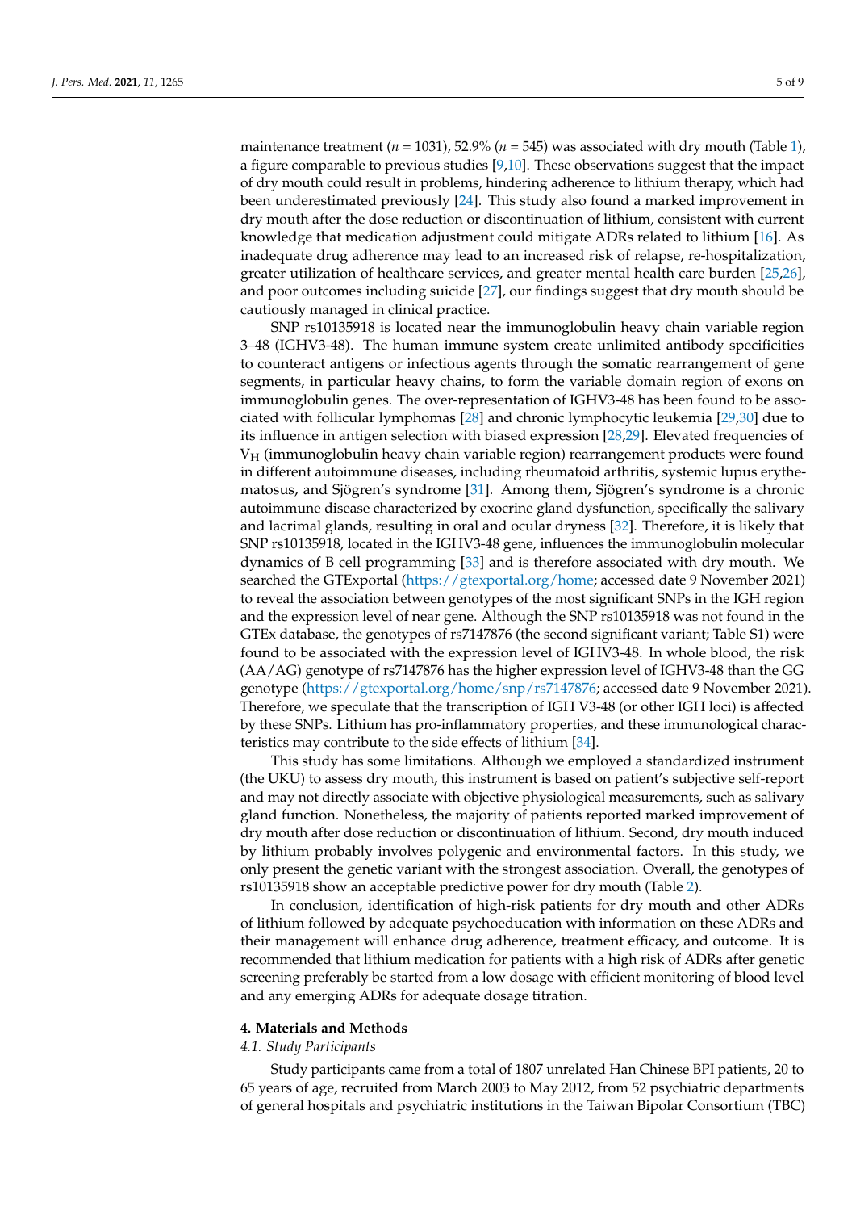maintenance treatment ($n$ = 1031), 52.9% ($n$ = 545) was associated with dry mouth (Table 1), a figure comparable to previous studies [9,10]. These observations suggest that the impact of dry mouth could result in problems, hindering adherence to lithium therapy, which had been underestimated previously [24]. This study also found a marked improvement in dry mouth after the dose reduction or discontinuation of lithium, consistent with current knowledge that medication adjustment could mitigate ADRs related to lithium [16]. As inadequate drug adherence may lead to an increased risk of relapse, re-hospitalization, greater utilization of healthcare services, and greater mental health care burden [25,26], and poor outcomes including suicide [27], our findings suggest that dry mouth should be cautiously managed in clinical practice.

SNP rs10135918 is located near the immunoglobulin heavy chain variable region 3–48 (IGHV3-48). The human immune system create unlimited antibody specificities to counteract antigens or infectious agents through the somatic rearrangement of gene segments, in particular heavy chains, to form the variable domain region of exons on immunoglobulin genes. The over-representation of IGHV3-48 has been found to be associated with follicular lymphomas [28] and chronic lymphocytic leukemia [29,30] due to its influence in antigen selection with biased expression [28,29]. Elevated frequencies of $V_H$ (immunoglobulin heavy chain variable region) rearrangement products were found in different autoimmune diseases, including rheumatoid arthritis, systemic lupus erythematosus, and Sjögren's syndrome [31]. Among them, Sjögren's syndrome is a chronic autoimmune disease characterized by exocrine gland dysfunction, specifically the salivary and lacrimal glands, resulting in oral and ocular dryness [32]. Therefore, it is likely that SNP rs10135918, located in the IGHV3-48 gene, influences the immunoglobulin molecular dynamics of B cell programming [33] and is therefore associated with dry mouth. We searched the GTExportal (https://gtexportal.org/home; accessed date 9 November 2021) to reveal the association between genotypes of the most significant SNPs in the IGH region and the expression level of near gene. Although the SNP rs10135918 was not found in the GTEx database, the genotypes of rs7147876 (the second significant variant; Table S1) were found to be associated with the expression level of IGHV3-48. In whole blood, the risk (AA/AG) genotype of rs7147876 has the higher expression level of IGHV3-48 than the GG genotype (https://gtexportal.org/home/snp/rs7147876; accessed date 9 November 2021). Therefore, we speculate that the transcription of IGH V3-48 (or other IGH loci) is affected by these SNPs. Lithium has pro-inflammatory properties, and these immunological characteristics may contribute to the side effects of lithium [34].

This study has some limitations. Although we employed a standardized instrument (the UKU) to assess dry mouth, this instrument is based on patient's subjective self-report and may not directly associate with objective physiological measurements, such as salivary gland function. Nonetheless, the majority of patients reported marked improvement of dry mouth after dose reduction or discontinuation of lithium. Second, dry mouth induced by lithium probably involves polygenic and environmental factors. In this study, we only present the genetic variant with the strongest association. Overall, the genotypes of rs10135918 show an acceptable predictive power for dry mouth (Table 2).

In conclusion, identification of high-risk patients for dry mouth and other ADRs of lithium followed by adequate psychoeducation with information on these ADRs and their management will enhance drug adherence, treatment efficacy, and outcome. It is recommended that lithium medication for patients with a high risk of ADRs after genetic screening preferably be started from a low dosage with efficient monitoring of blood level and any emerging ADRs for adequate dosage titration.

## 4. Materials and Methods

### *4.1. Study Participants*

Study participants came from a total of 1807 unrelated Han Chinese BPI patients, 20 to 65 years of age, recruited from March 2003 to May 2012, from 52 psychiatric departments of general hospitals and psychiatric institutions in the Taiwan Bipolar Consortium (TBC)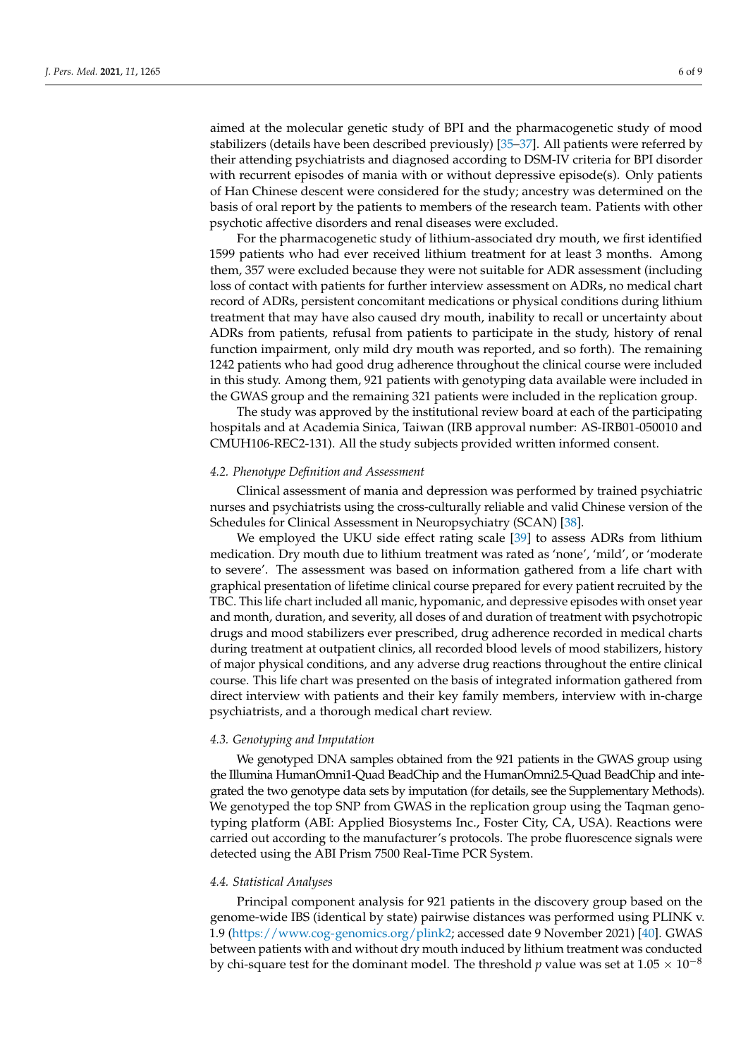aimed at the molecular genetic study of BPI and the pharmacogenetic study of mood stabilizers (details have been described previously) [35–37]. All patients were referred by their attending psychiatrists and diagnosed according to DSM-IV criteria for BPI disorder with recurrent episodes of mania with or without depressive episode(s). Only patients of Han Chinese descent were considered for the study; ancestry was determined on the basis of oral report by the patients to members of the research team. Patients with other psychotic affective disorders and renal diseases were excluded.

For the pharmacogenetic study of lithium-associated dry mouth, we first identified 1599 patients who had ever received lithium treatment for at least 3 months. Among them, 357 were excluded because they were not suitable for ADR assessment (including loss of contact with patients for further interview assessment on ADRs, no medical chart record of ADRs, persistent concomitant medications or physical conditions during lithium treatment that may have also caused dry mouth, inability to recall or uncertainty about ADRs from patients, refusal from patients to participate in the study, history of renal function impairment, only mild dry mouth was reported, and so forth). The remaining 1242 patients who had good drug adherence throughout the clinical course were included in this study. Among them, 921 patients with genotyping data available were included in the GWAS group and the remaining 321 patients were included in the replication group.

The study was approved by the institutional review board at each of the participating hospitals and at Academia Sinica, Taiwan (IRB approval number: AS-IRB01-050010 and CMUH106-REC2-131). All the study subjects provided written informed consent.

### *4.2. Phenotype Definition and Assessment*

Clinical assessment of mania and depression was performed by trained psychiatric nurses and psychiatrists using the cross-culturally reliable and valid Chinese version of the Schedules for Clinical Assessment in Neuropsychiatry (SCAN) [38].

We employed the UKU side effect rating scale [39] to assess ADRs from lithium medication. Dry mouth due to lithium treatment was rated as 'none', 'mild', or 'moderate to severe'. The assessment was based on information gathered from a life chart with graphical presentation of lifetime clinical course prepared for every patient recruited by the TBC. This life chart included all manic, hypomanic, and depressive episodes with onset year and month, duration, and severity, all doses of and duration of treatment with psychotropic drugs and mood stabilizers ever prescribed, drug adherence recorded in medical charts during treatment at outpatient clinics, all recorded blood levels of mood stabilizers, history of major physical conditions, and any adverse drug reactions throughout the entire clinical course. This life chart was presented on the basis of integrated information gathered from direct interview with patients and their key family members, interview with in-charge psychiatrists, and a thorough medical chart review.

### *4.3. Genotyping and Imputation*

We genotyped DNA samples obtained from the 921 patients in the GWAS group using the Illumina HumanOmni1-Quad BeadChip and the HumanOmni2.5-Quad BeadChip and integrated the two genotype data sets by imputation (for details, see the Supplementary Methods). We genotyped the top SNP from GWAS in the replication group using the Taqman genotyping platform (ABI: Applied Biosystems Inc., Foster City, CA, USA). Reactions were carried out according to the manufacturer's protocols. The probe fluorescence signals were detected using the ABI Prism 7500 Real-Time PCR System.

### *4.4. Statistical Analyses*

Principal component analysis for 921 patients in the discovery group based on the genome-wide IBS (identical by state) pairwise distances was performed using PLINK v. 1.9 (https://www.cog-genomics.org/plink2; accessed date 9 November 2021) [40]. GWAS between patients with and without dry mouth induced by lithium treatment was conducted by chi-square test for the dominant model. The threshold $p$ value was set at $1.05 \times 10^{-8}$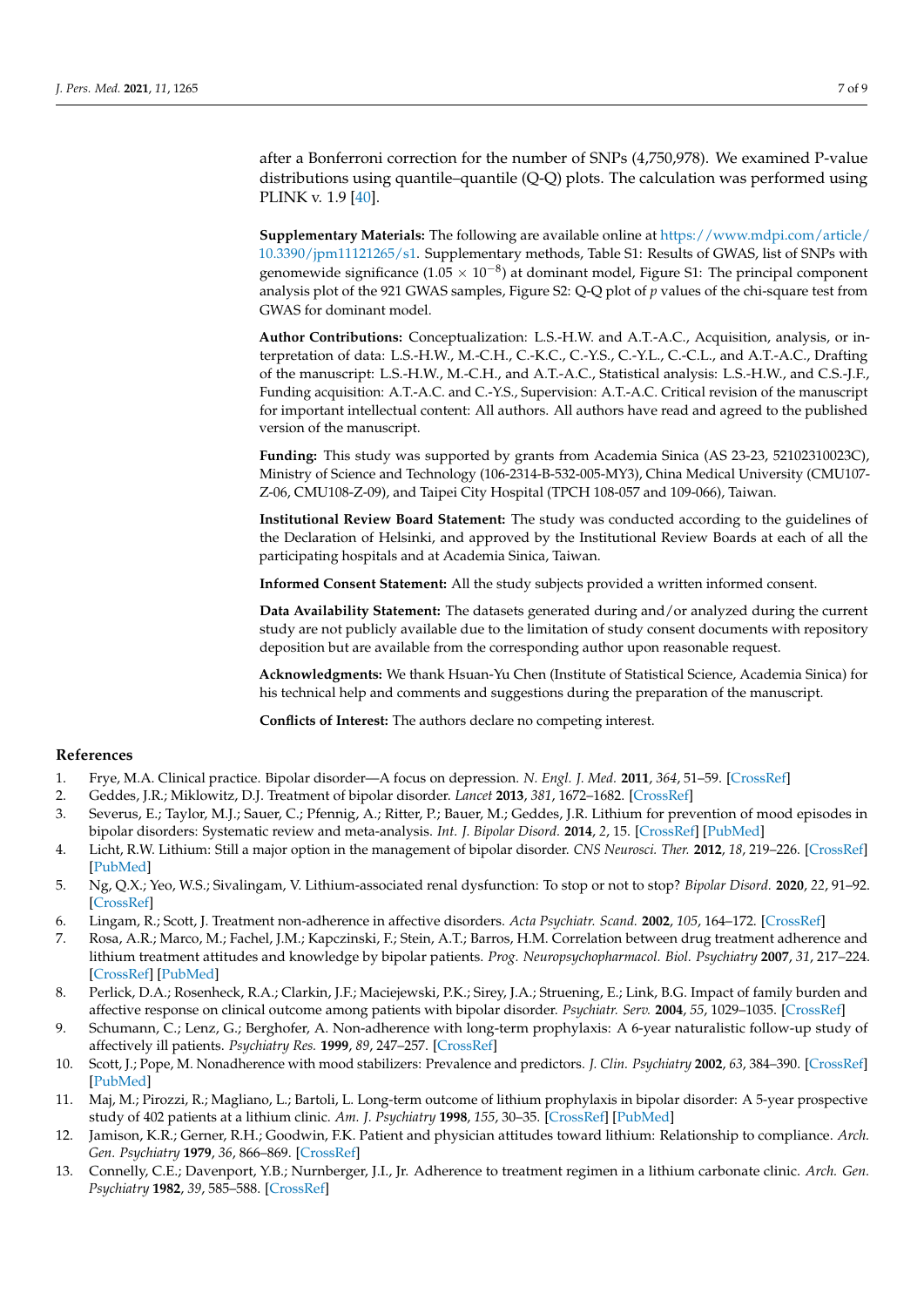after a Bonferroni correction for the number of SNPs (4,750,978). We examined P-value distributions using quantile–quantile (Q-Q) plots. The calculation was performed using PLINK v. 1.9 [40].

**Supplementary Materials:** The following are available online at https://www.mdpi.com/article/10.3390/jpm11121265/s1. Supplementary methods, Table S1: Results of GWAS, list of SNPs with genomewide significance ($1.05 \times 10^{-8}$) at dominant model, Figure S1: The principal component analysis plot of the 921 GWAS samples, Figure S2: Q-Q plot of $p$ values of the chi-square test from GWAS for dominant model.

**Author Contributions:** Conceptualization: L.S.-H.W. and A.T.-A.C., Acquisition, analysis, or interpretation of data: L.S.-H.W., M.-C.H., C.-K.C., C.-Y.S., C.-Y.L., C.-C.L., and A.T.-A.C., Drafting of the manuscript: L.S.-H.W., M.-C.H., and A.T.-A.C., Statistical analysis: L.S.-H.W., and C.S.-J.F., Funding acquisition: A.T.-A.C. and C.-Y.S., Supervision: A.T.-A.C. Critical revision of the manuscript for important intellectual content: All authors. All authors have read and agreed to the published version of the manuscript.

**Funding:** This study was supported by grants from Academia Sinica (AS 23-23, 52102310023C), Ministry of Science and Technology (106-2314-B-532-005-MY3), China Medical University (CMU107-Z-06, CMU108-Z-09), and Taipei City Hospital (TPCH 108-057 and 109-066), Taiwan.

**Institutional Review Board Statement:** The study was conducted according to the guidelines of the Declaration of Helsinki, and approved by the Institutional Review Boards at each of all the participating hospitals and at Academia Sinica, Taiwan.

**Informed Consent Statement:** All the study subjects provided a written informed consent.

**Data Availability Statement:** The datasets generated during and/or analyzed during the current study are not publicly available due to the limitation of study consent documents with repository deposition but are available from the corresponding author upon reasonable request.

**Acknowledgments:** We thank Hsuan-Yu Chen (Institute of Statistical Science, Academia Sinica) for his technical help and comments and suggestions during the preparation of the manuscript.

**Conflicts of Interest:** The authors declare no competing interest.

## References

1. Frye, M.A. Clinical practice. Bipolar disorder—A focus on depression. *N. Engl. J. Med.* **2011**, *364*, 51–59. [CrossRef]
2. Geddes, J.R.; Miklowitz, D.J. Treatment of bipolar disorder. *Lancet* **2013**, *381*, 1672–1682. [CrossRef]
3. Severus, E.; Taylor, M.J.; Sauer, C.; Pfennig, A.; Ritter, P.; Bauer, M.; Geddes, J.R. Lithium for prevention of mood episodes in bipolar disorders: Systematic review and meta-analysis. *Int. J. Bipolar Disord.* **2014**, *2*, 15. [CrossRef] [PubMed]
4. Licht, R.W. Lithium: Still a major option in the management of bipolar disorder. *CNS Neurosci. Ther.* **2012**, *18*, 219–226. [CrossRef] [PubMed]
5. Ng, Q.X.; Yeo, W.S.; Sivalingam, V. Lithium-associated renal dysfunction: To stop or not to stop? *Bipolar Disord.* **2020**, *22*, 91–92. [CrossRef]
6. Lingam, R.; Scott, J. Treatment non-adherence in affective disorders. *Acta Psychiatr. Scand.* **2002**, *105*, 164–172. [CrossRef]
7. Rosa, A.R.; Marco, M.; Fachel, J.M.; Kapczinski, F.; Stein, A.T.; Barros, H.M. Correlation between drug treatment adherence and lithium treatment attitudes and knowledge by bipolar patients. *Prog. Neuropsychopharmacol. Biol. Psychiatry* **2007**, *31*, 217–224. [CrossRef] [PubMed]
8. Perlick, D.A.; Rosenheck, R.A.; Clarkin, J.F.; Maciejewski, P.K.; Sirey, J.A.; Struening, E.; Link, B.G. Impact of family burden and affective response on clinical outcome among patients with bipolar disorder. *Psychiatr. Serv.* **2004**, *55*, 1029–1035. [CrossRef]
9. Schumann, C.; Lenz, G.; Berghofer, A. Non-adherence with long-term prophylaxis: A 6-year naturalistic follow-up study of affectively ill patients. *Psychiatry Res.* **1999**, *89*, 247–257. [CrossRef]
10. Scott, J.; Pope, M. Nonadherence with mood stabilizers: Prevalence and predictors. *J. Clin. Psychiatry* **2002**, *63*, 384–390. [CrossRef] [PubMed]
11. Maj, M.; Pirozzi, R.; Magliano, L.; Bartoli, L. Long-term outcome of lithium prophylaxis in bipolar disorder: A 5-year prospective study of 402 patients at a lithium clinic. *Am. J. Psychiatry* **1998**, *155*, 30–35. [CrossRef] [PubMed]
12. Jamison, K.R.; Gerner, R.H.; Goodwin, F.K. Patient and physician attitudes toward lithium: Relationship to compliance. *Arch. Gen. Psychiatry* **1979**, *36*, 866–869. [CrossRef]
13. Connelly, C.E.; Davenport, Y.B.; Nurnberger, J.I., Jr. Adherence to treatment regimen in a lithium carbonate clinic. *Arch. Gen. Psychiatry* **1982**, *39*, 585–588. [CrossRef]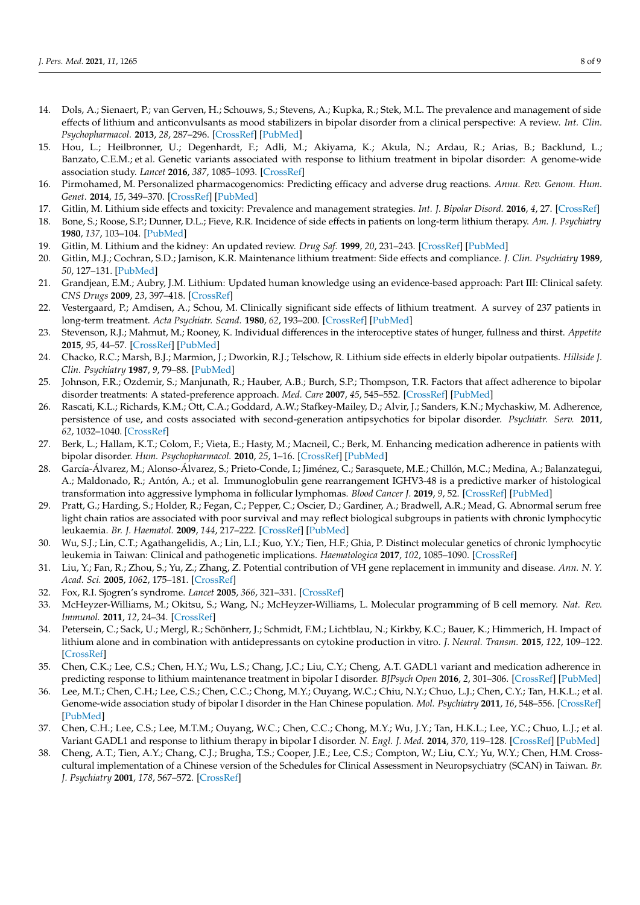14. Dols, A.; Sienaert, P.; van Gerven, H.; Schouws, S.; Stevens, A.; Kupka, R.; Stek, M.L. The prevalence and management of side effects of lithium and anticonvulsants as mood stabilizers in bipolar disorder from a clinical perspective: A review. *Int. Clin. Psychopharmacol.* **2013**, *28*, 287–296. [CrossRef] [PubMed]
15. Hou, L.; Heilbronner, U.; Degenhardt, F.; Adli, M.; Akiyama, K.; Akula, N.; Ardau, R.; Arias, B.; Backlund, L.; Banzato, C.E.M.; et al. Genetic variants associated with response to lithium treatment in bipolar disorder: A genome-wide association study. *Lancet* **2016**, *387*, 1085–1093. [CrossRef]
16. Pirmohamed, M. Personalized pharmacogenomics: Predicting efficacy and adverse drug reactions. *Annu. Rev. Genom. Hum. Genet.* **2014**, *15*, 349–370. [CrossRef] [PubMed]
17. Gitlin, M. Lithium side effects and toxicity: Prevalence and management strategies. *Int. J. Bipolar Disord.* **2016**, *4*, 27. [CrossRef]
18. Bone, S.; Roose, S.P.; Dunner, D.L.; Fieve, R.R. Incidence of side effects in patients on long-term lithium therapy. *Am. J. Psychiatry* **1980**, *137*, 103–104. [PubMed]
19. Gitlin, M. Lithium and the kidney: An updated review. *Drug Saf.* **1999**, *20*, 231–243. [CrossRef] [PubMed]
20. Gitlin, M.J.; Cochran, S.D.; Jamison, K.R. Maintenance lithium treatment: Side effects and compliance. *J. Clin. Psychiatry* **1989**, *50*, 127–131. [PubMed]
21. Grandjean, E.M.; Aubry, J.M. Lithium: Updated human knowledge using an evidence-based approach: Part III: Clinical safety. *CNS Drugs* **2009**, *23*, 397–418. [CrossRef]
22. Vestergaard, P.; Amdisen, A.; Schou, M. Clinically significant side effects of lithium treatment. A survey of 237 patients in long-term treatment. *Acta Psychiatr. Scand.* **1980**, *62*, 193–200. [CrossRef] [PubMed]
23. Stevenson, R.J.; Mahmut, M.; Rooney, K. Individual differences in the interoceptive states of hunger, fullness and thirst. *Appetite* **2015**, *95*, 44–57. [CrossRef] [PubMed]
24. Chacko, R.C.; Marsh, B.J.; Marmion, J.; Dworkin, R.J.; Telschow, R. Lithium side effects in elderly bipolar outpatients. *Hillside J. Clin. Psychiatry* **1987**, *9*, 79–88. [PubMed]
25. Johnson, F.R.; Ozdemir, S.; Manjunath, R.; Hauber, A.B.; Burch, S.P.; Thompson, T.R. Factors that affect adherence to bipolar disorder treatments: A stated-preference approach. *Med. Care* **2007**, *45*, 545–552. [CrossRef] [PubMed]
26. Rascati, K.L.; Richards, K.M.; Ott, C.A.; Goddard, A.W.; Stafkey-Mailey, D.; Alvir, J.; Sanders, K.N.; Mychaskiw, M. Adherence, persistence of use, and costs associated with second-generation antipsychotics for bipolar disorder. *Psychiatr. Serv.* **2011**, *62*, 1032–1040. [CrossRef]
27. Berk, L.; Hallam, K.T.; Colom, F.; Vieta, E.; Hasty, M.; Macneil, C.; Berk, M. Enhancing medication adherence in patients with bipolar disorder. *Hum. Psychopharmacol.* **2010**, *25*, 1–16. [CrossRef] [PubMed]
28. García-Álvarez, M.; Alonso-Álvarez, S.; Prieto-Conde, I.; Jiménez, C.; Sarasquete, M.E.; Chillón, M.C.; Medina, A.; Balanzategui, A.; Maldonado, R.; Antón, A.; et al. Immunoglobulin gene rearrangement IGHV3-48 is a predictive marker of histological transformation into aggressive lymphoma in follicular lymphomas. *Blood Cancer J.* **2019**, *9*, 52. [CrossRef] [PubMed]
29. Pratt, G.; Harding, S.; Holder, R.; Fegan, C.; Pepper, C.; Oscier, D.; Gardiner, A.; Bradwell, A.R.; Mead, G. Abnormal serum free light chain ratios are associated with poor survival and may reflect biological subgroups in patients with chronic lymphocytic leukaemia. *Br. J. Haematol.* **2009**, *144*, 217–222. [CrossRef] [PubMed]
30. Wu, S.J.; Lin, C.T.; Agathangelidis, A.; Lin, L.I.; Kuo, Y.Y.; Tien, H.F.; Ghia, P. Distinct molecular genetics of chronic lymphocytic leukemia in Taiwan: Clinical and pathogenetic implications. *Haematologica* **2017**, *102*, 1085–1090. [CrossRef]
31. Liu, Y.; Fan, R.; Zhou, S.; Yu, Z.; Zhang, Z. Potential contribution of VH gene replacement in immunity and disease. *Ann. N. Y. Acad. Sci.* **2005**, *1062*, 175–181. [CrossRef]
32. Fox, R.I. Sjogren's syndrome. *Lancet* **2005**, *366*, 321–331. [CrossRef]
33. McHeyzer-Williams, M.; Okitsu, S.; Wang, N.; McHeyzer-Williams, L. Molecular programming of B cell memory. *Nat. Rev. Immunol.* **2011**, *12*, 24–34. [CrossRef]
34. Petersein, C.; Sack, U.; Mergl, R.; Schönherr, J.; Schmidt, F.M.; Lichtblau, N.; Kirkby, K.C.; Bauer, K.; Himmerich, H. Impact of lithium alone and in combination with antidepressants on cytokine production in vitro. *J. Neural. Transm.* **2015**, *122*, 109–122. [CrossRef]
35. Chen, C.K.; Lee, C.S.; Chen, H.Y.; Wu, L.S.; Chang, J.C.; Liu, C.Y.; Cheng, A.T. GADL1 variant and medication adherence in predicting response to lithium maintenance treatment in bipolar I disorder. *BJPsych Open* **2016**, *2*, 301–306. [CrossRef] [PubMed]
36. Lee, M.T.; Chen, C.H.; Lee, C.S.; Chen, C.C.; Chong, M.Y.; Ouyang, W.C.; Chiu, N.Y.; Chuo, L.J.; Chen, C.Y.; Tan, H.K.L.; et al. Genome-wide association study of bipolar I disorder in the Han Chinese population. *Mol. Psychiatry* **2011**, *16*, 548–556. [CrossRef] [PubMed]
37. Chen, C.H.; Lee, C.S.; Lee, M.T.M.; Ouyang, W.C.; Chen, C.C.; Chong, M.Y.; Wu, J.Y.; Tan, H.K.L.; Lee, Y.C.; Chuo, L.J.; et al. Variant GADL1 and response to lithium therapy in bipolar I disorder. *N. Engl. J. Med.* **2014**, *370*, 119–128. [CrossRef] [PubMed]
38. Cheng, A.T.; Tien, A.Y.; Chang, C.J.; Brugha, T.S.; Cooper, J.E.; Lee, C.S.; Compton, W.; Liu, C.Y.; Yu, W.Y.; Chen, H.M. Cross-cultural implementation of a Chinese version of the Schedules for Clinical Assessment in Neuropsychiatry (SCAN) in Taiwan. *Br. J. Psychiatry* **2001**, *178*, 567–572. [CrossRef]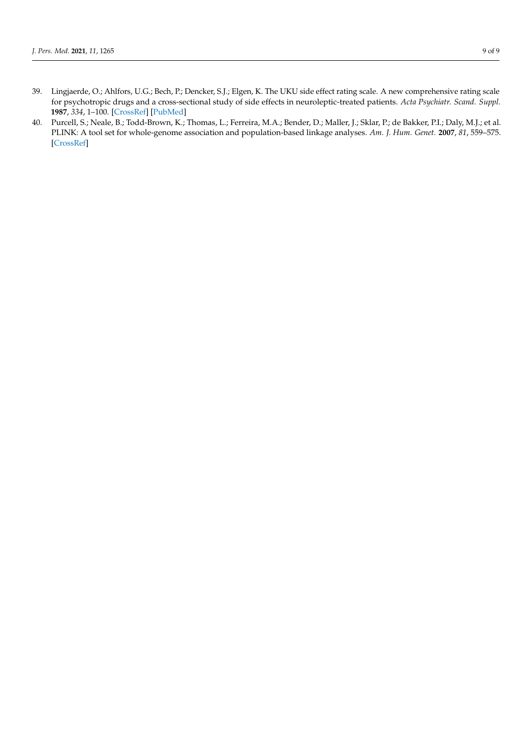39. Lingjaerde, O.; Ahlfors, U.G.; Bech, P.; Dencker, S.J.; Elgen, K. The UKU side effect rating scale. A new comprehensive rating scale for psychotropic drugs and a cross-sectional study of side effects in neuroleptic-treated patients. *Acta Psychiatr. Scand. Suppl.* **1987**, *334*, 1–100. [CrossRef] [PubMed]
40. Purcell, S.; Neale, B.; Todd-Brown, K.; Thomas, L.; Ferreira, M.A.; Bender, D.; Maller, J.; Sklar, P.; de Bakker, P.I.; Daly, M.J.; et al. PLINK: A tool set for whole-genome association and population-based linkage analyses. *Am. J. Hum. Genet.* **2007**, *81*, 559–575. [CrossRef]